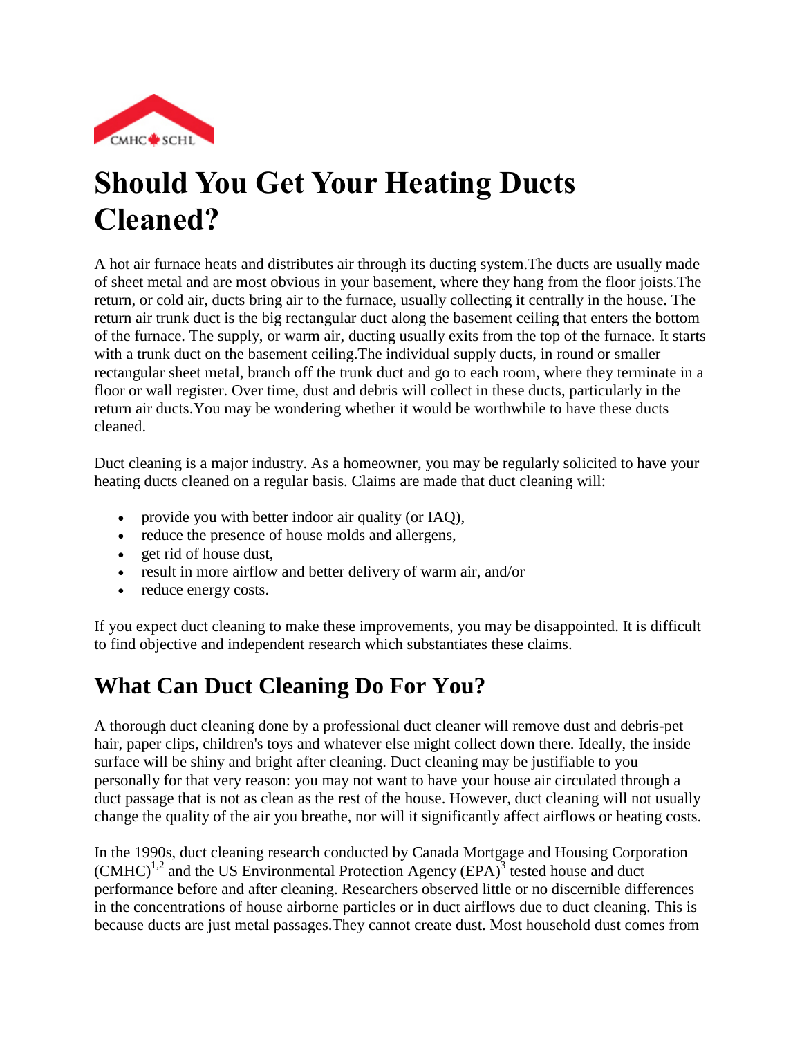CMHC SCHL

# Should You Get Your Heating Ducts Cleaned?

A hot air furnace heats and distributes air through its ducting system.The ducts are usually made of sheet metal and are most obvious in your basement, where they hang from the floor joists.The return, or cold air, ducts bring air to the furnace, usually collecting it centrally in the house. The return air trunk duct is the big rectangular duct along the basement ceiling that enters the bottom of the furnace. The supply, or warm air, ducting usually exits from the top of the furnace. It starts with a trunk duct on the basement ceiling.The individual supply ducts, in round or smaller rectangular sheet metal, branch off the trunk duct and go to each room, where they terminate in a floor or wall register. Over time, dust and debris will collect in these ducts, particularly in the return air ducts.You may be wondering whether it would be worthwhile to have these ducts cleaned.

Duct cleaning is a major industry. As a homeowner, you may be regularly solicited to have your heating ducts cleaned on a regular basis. Claims are made that duct cleaning will:

- provide you with better indoor air quality (or IAQ),
- reduce the presence of house molds and allergens,
- get rid of house dust,
- result in more airflow and better delivery of warm air, and/or
- reduce energy costs.

If you expect duct cleaning to make these improvements, you may be disappointed. It is difficult to find objective and independent research which substantiates these claims.

## What Can Duct Cleaning Do For You?

A thorough duct cleaning done by a professional duct cleaner will remove dust and debris-pet hair, paper clips, children's toys and whatever else might collect down there. Ideally, the inside surface will be shiny and bright after cleaning. Duct cleaning may be justifiable to you personally for that very reason: you may not want to have your house air circulated through a duct passage that is not as clean as the rest of the house. However, duct cleaning will not usually change the quality of the air you breathe, nor will it significantly affect airflows or heating costs.

In the 1990s, duct cleaning research conducted by Canada Mortgage and Housing Corporation (CMHC)[1,2] and the US Environmental Protection Agency (EPA)[3] tested house and duct performance before and after cleaning. Researchers observed little or no discernible differences in the concentrations of house airborne particles or in duct airflows due to duct cleaning. This is because ducts are just metal passages.They cannot create dust. Most household dust comes from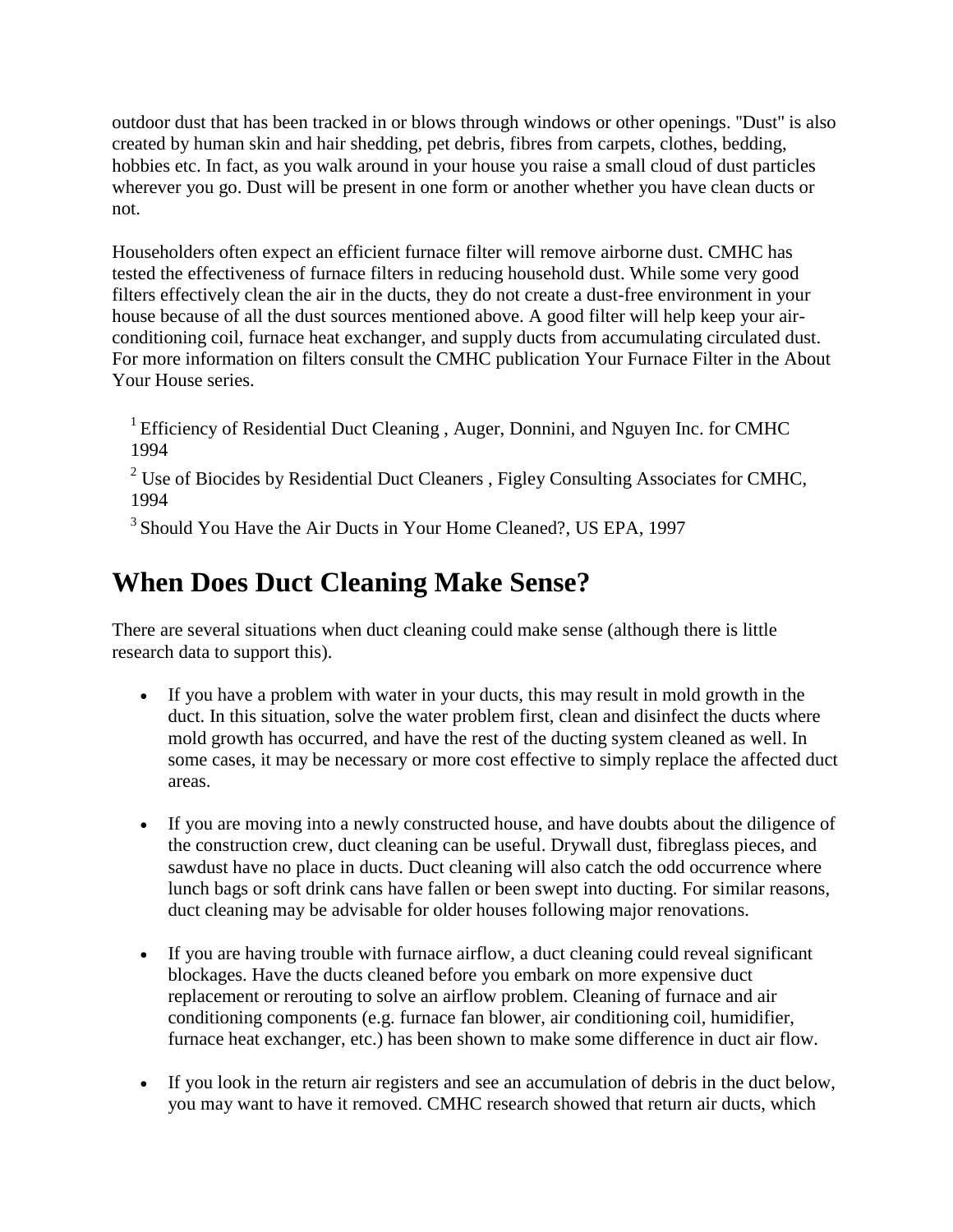outdoor dust that has been tracked in or blows through windows or other openings. "Dust" is also created by human skin and hair shedding, pet debris, fibres from carpets, clothes, bedding, hobbies etc. In fact, as you walk around in your house you raise a small cloud of dust particles wherever you go. Dust will be present in one form or another whether you have clean ducts or not.

Householders often expect an efficient furnace filter will remove airborne dust. CMHC has tested the effectiveness of furnace filters in reducing household dust. While some very good filters effectively clean the air in the ducts, they do not create a dust-free environment in your house because of all the dust sources mentioned above. A good filter will help keep your air-conditioning coil, furnace heat exchanger, and supply ducts from accumulating circulated dust. For more information on filters consult the CMHC publication Your Furnace Filter in the About Your House series.

[1] Efficiency of Residential Duct Cleaning , Auger, Donnini, and Nguyen Inc. for CMHC 1994

[2] Use of Biocides by Residential Duct Cleaners , Figley Consulting Associates for CMHC, 1994

[3] Should You Have the Air Ducts in Your Home Cleaned?, US EPA, 1997

## When Does Duct Cleaning Make Sense?

There are several situations when duct cleaning could make sense (although there is little research data to support this).

- If you have a problem with water in your ducts, this may result in mold growth in the duct. In this situation, solve the water problem first, clean and disinfect the ducts where mold growth has occurred, and have the rest of the ducting system cleaned as well. In some cases, it may be necessary or more cost effective to simply replace the affected duct areas.

- If you are moving into a newly constructed house, and have doubts about the diligence of the construction crew, duct cleaning can be useful. Drywall dust, fibreglass pieces, and sawdust have no place in ducts. Duct cleaning will also catch the odd occurrence where lunch bags or soft drink cans have fallen or been swept into ducting. For similar reasons, duct cleaning may be advisable for older houses following major renovations.

- If you are having trouble with furnace airflow, a duct cleaning could reveal significant blockages. Have the ducts cleaned before you embark on more expensive duct replacement or rerouting to solve an airflow problem. Cleaning of furnace and air conditioning components (e.g. furnace fan blower, air conditioning coil, humidifier, furnace heat exchanger, etc.) has been shown to make some difference in duct air flow.

- If you look in the return air registers and see an accumulation of debris in the duct below, you may want to have it removed. CMHC research showed that return air ducts, which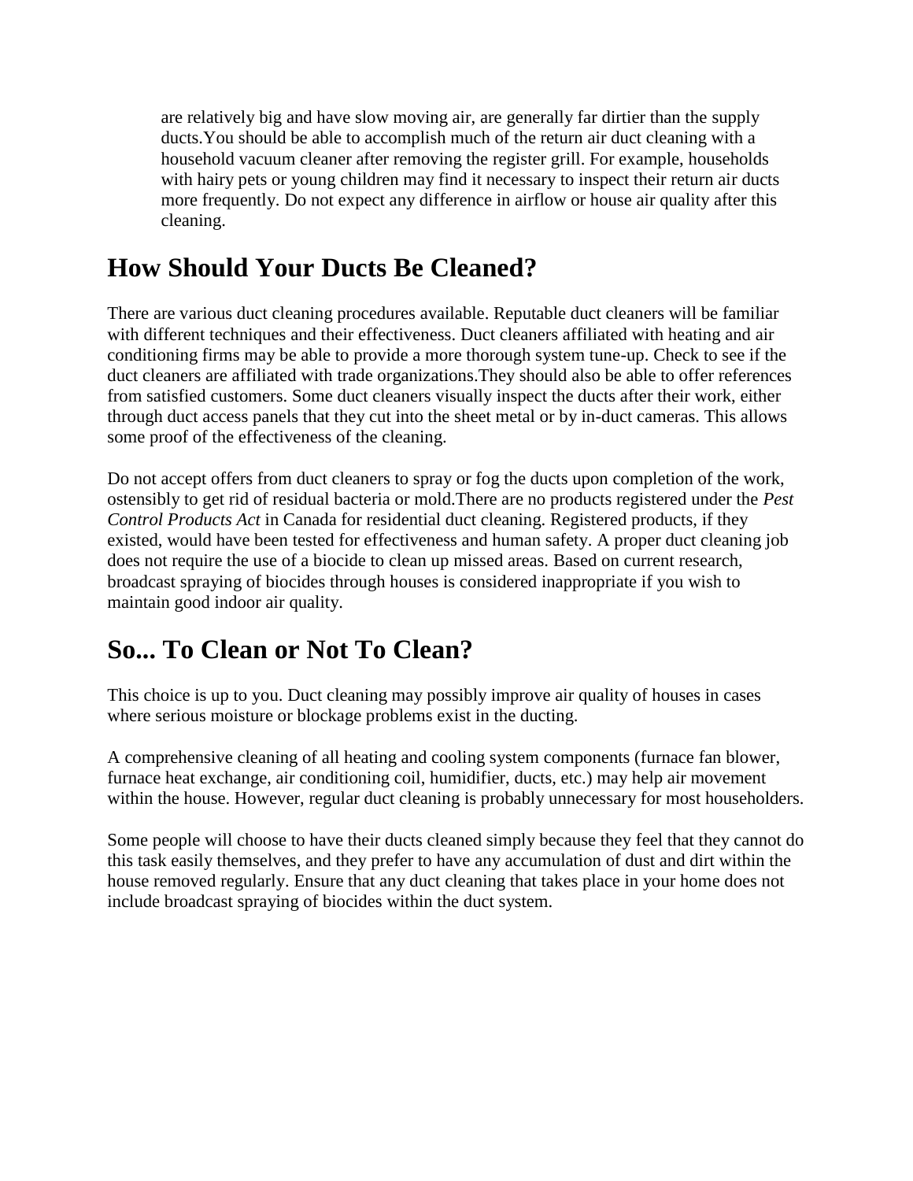are relatively big and have slow moving air, are generally far dirtier than the supply ducts.You should be able to accomplish much of the return air duct cleaning with a household vacuum cleaner after removing the register grill. For example, households with hairy pets or young children may find it necessary to inspect their return air ducts more frequently. Do not expect any difference in airflow or house air quality after this cleaning.

## How Should Your Ducts Be Cleaned?

There are various duct cleaning procedures available. Reputable duct cleaners will be familiar with different techniques and their effectiveness. Duct cleaners affiliated with heating and air conditioning firms may be able to provide a more thorough system tune-up. Check to see if the duct cleaners are affiliated with trade organizations.They should also be able to offer references from satisfied customers. Some duct cleaners visually inspect the ducts after their work, either through duct access panels that they cut into the sheet metal or by in-duct cameras. This allows some proof of the effectiveness of the cleaning.

Do not accept offers from duct cleaners to spray or fog the ducts upon completion of the work, ostensibly to get rid of residual bacteria or mold.There are no products registered under the *Pest Control Products Act* in Canada for residential duct cleaning. Registered products, if they existed, would have been tested for effectiveness and human safety. A proper duct cleaning job does not require the use of a biocide to clean up missed areas. Based on current research, broadcast spraying of biocides through houses is considered inappropriate if you wish to maintain good indoor air quality.

## So... To Clean or Not To Clean?

This choice is up to you. Duct cleaning may possibly improve air quality of houses in cases where serious moisture or blockage problems exist in the ducting.

A comprehensive cleaning of all heating and cooling system components (furnace fan blower, furnace heat exchange, air conditioning coil, humidifier, ducts, etc.) may help air movement within the house. However, regular duct cleaning is probably unnecessary for most householders.

Some people will choose to have their ducts cleaned simply because they feel that they cannot do this task easily themselves, and they prefer to have any accumulation of dust and dirt within the house removed regularly. Ensure that any duct cleaning that takes place in your home does not include broadcast spraying of biocides within the duct system.